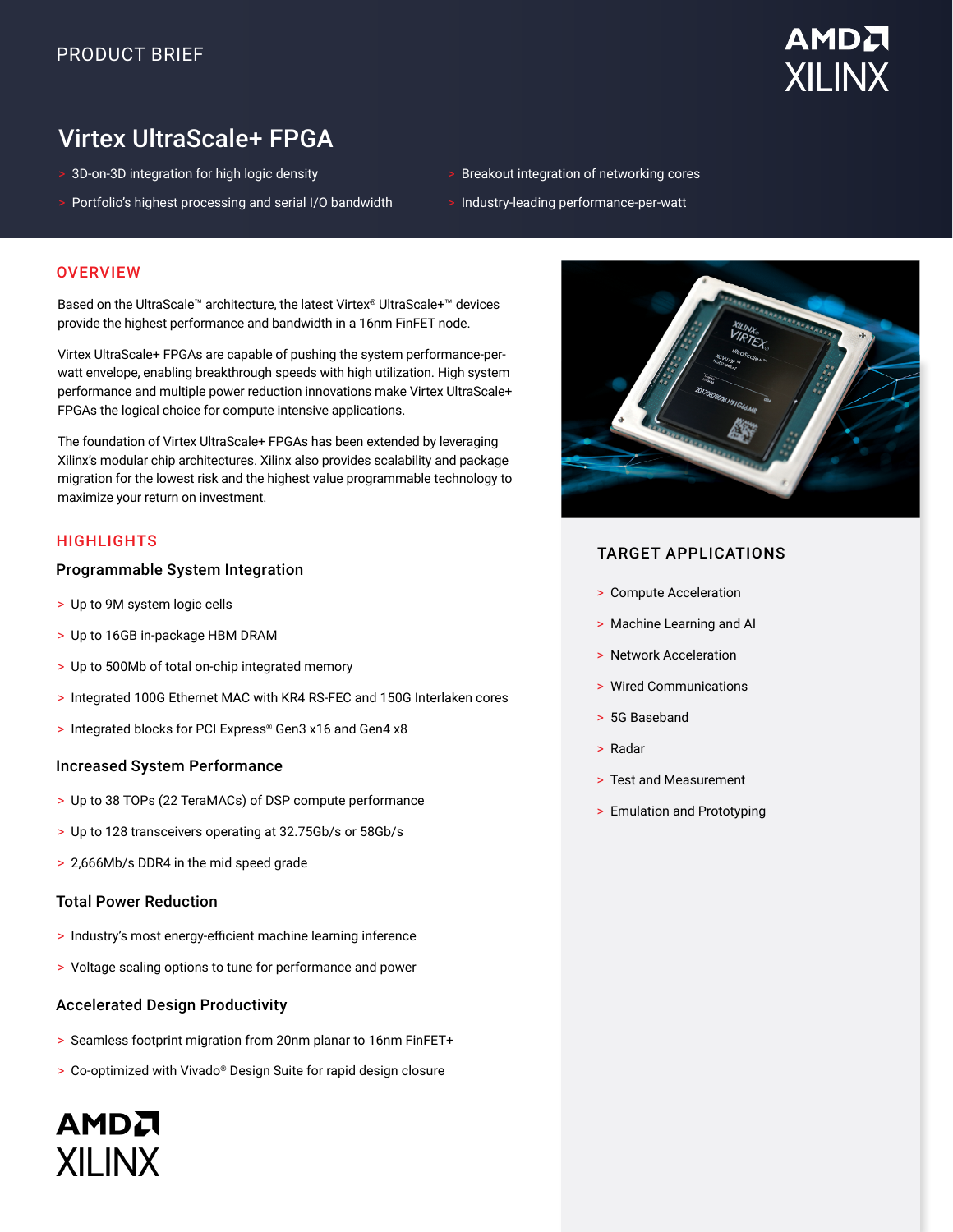PRODUCT BRIEF

# Virtex UltraScale+ FPGA

- 3D-on-3D integration for high logic density
- Portfolio's highest processing and serial I/O bandwidth
- Breakout integration of networking cores
- Industry-leading performance-per-watt

## OVERVIEW

Based on the UltraScale™ architecture, the latest Virtex® UltraScale+™ devices provide the highest performance and bandwidth in a 16nm FinFET node.

Virtex UltraScale+ FPGAs are capable of pushing the system performance-per-watt envelope, enabling breakthrough speeds with high utilization. High system performance and multiple power reduction innovations make Virtex UltraScale+ FPGAs the logical choice for compute intensive applications.

The foundation of Virtex UltraScale+ FPGAs has been extended by leveraging Xilinx's modular chip architectures. Xilinx also provides scalability and package migration for the lowest risk and the highest value programmable technology to maximize your return on investment.

## HIGHLIGHTS

### Programmable System Integration

- Up to 9M system logic cells
- Up to 16GB in-package HBM DRAM
- Up to 500Mb of total on-chip integrated memory
- Integrated 100G Ethernet MAC with KR4 RS-FEC and 150G Interlaken cores
- Integrated blocks for PCI Express® Gen3 x16 and Gen4 x8

### Increased System Performance

- Up to 38 TOPs (22 TeraMACs) of DSP compute performance
- Up to 128 transceivers operating at 32.75Gb/s or 58Gb/s
- 2,666Mb/s DDR4 in the mid speed grade

### Total Power Reduction

- Industry's most energy-efficient machine learning inference
- Voltage scaling options to tune for performance and power

### Accelerated Design Productivity

- Seamless footprint migration from 20nm planar to 16nm FinFET+
- Co-optimized with Vivado® Design Suite for rapid design closure

## TARGET APPLICATIONS

- Compute Acceleration
- Machine Learning and AI
- Network Acceleration
- Wired Communications
- 5G Baseband
- Radar
- Test and Measurement
- Emulation and Prototyping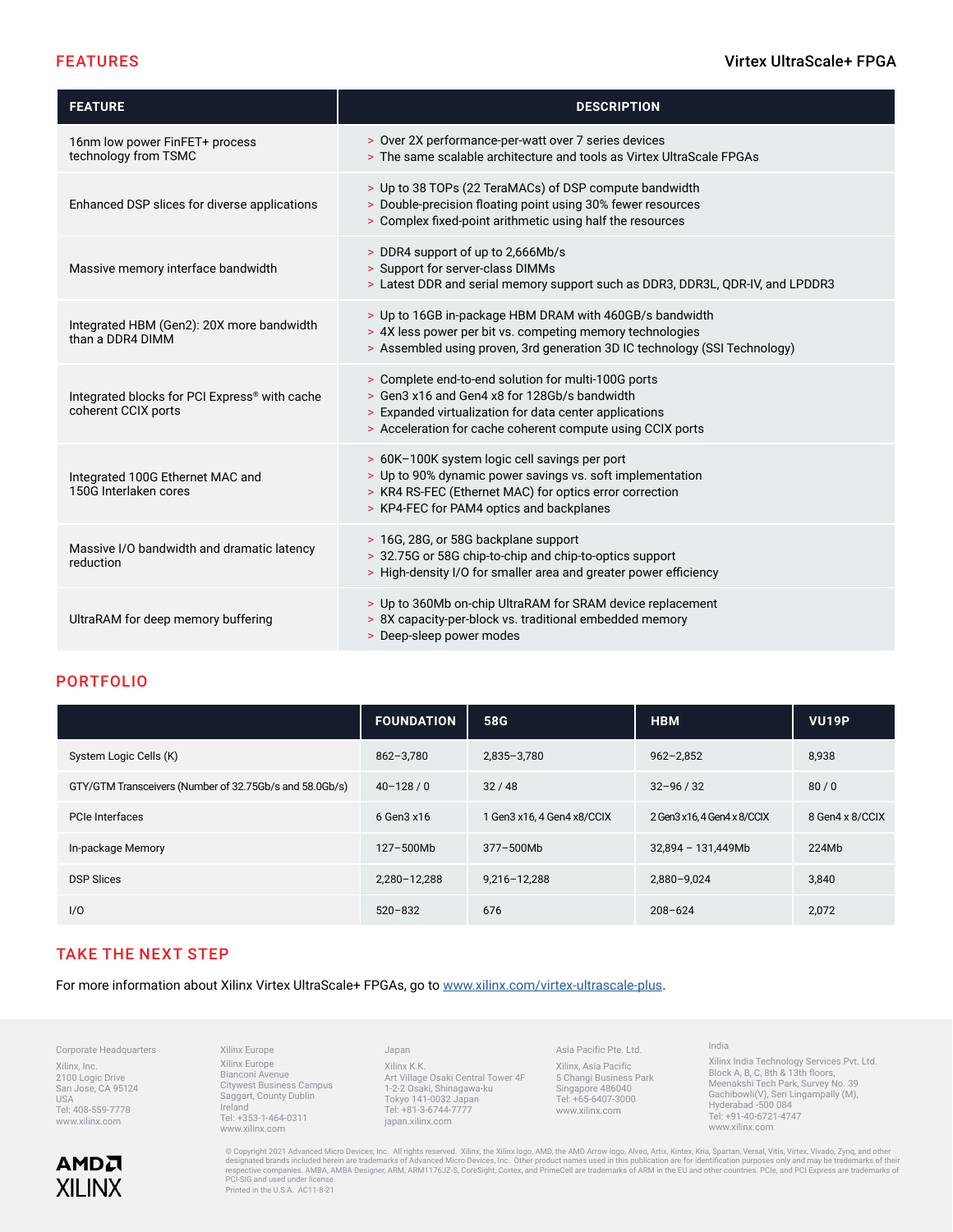## FEATURES

| FEATURE | DESCRIPTION |
|---|---|
| 16nm low power FinFET+ process technology from TSMC | > Over 2X performance-per-watt over 7 series devices<br>> The same scalable architecture and tools as Virtex UltraScale FPGAs |
| Enhanced DSP slices for diverse applications | > Up to 38 TOPs (22 TeraMACs) of DSP compute bandwidth<br>> Double-precision floating point using 30% fewer resources<br>> Complex fixed-point arithmetic using half the resources |
| Massive memory interface bandwidth | > DDR4 support of up to 2,666Mb/s<br>> Support for server-class DIMMs<br>> Latest DDR and serial memory support such as DDR3, DDR3L, QDR-IV, and LPDDR3 |
| Integrated HBM (Gen2): 20X more bandwidth than a DDR4 DIMM | > Up to 16GB in-package HBM DRAM with 460GB/s bandwidth<br>> 4X less power per bit vs. competing memory technologies<br>> Assembled using proven, 3rd generation 3D IC technology (SSI Technology) |
| Integrated blocks for PCI Express® with cache coherent CCIX ports | > Complete end-to-end solution for multi-100G ports<br>> Gen3 x16 and Gen4 x8 for 128Gb/s bandwidth<br>> Expanded virtualization for data center applications<br>> Acceleration for cache coherent compute using CCIX ports |
| Integrated 100G Ethernet MAC and 150G Interlaken cores | > 60K–100K system logic cell savings per port<br>> Up to 90% dynamic power savings vs. soft implementation<br>> KR4 RS-FEC (Ethernet MAC) for optics error correction<br>> KP4-FEC for PAM4 optics and backplanes |
| Massive I/O bandwidth and dramatic latency reduction | > 16G, 28G, or 58G backplane support<br>> 32.75G or 58G chip-to-chip and chip-to-optics support<br>> High-density I/O for smaller area and greater power efficiency |
| UltraRAM for deep memory buffering | > Up to 360Mb on-chip UltraRAM for SRAM device replacement<br>> 8X capacity-per-block vs. traditional embedded memory<br>> Deep-sleep power modes |

## PORTFOLIO

| | FOUNDATION | 58G | HBM | VU19P |
|---|---|---|---|---|
| System Logic Cells (K) | 862–3,780 | 2,835–3,780 | 962–2,852 | 8,938 |
| GTY/GTM Transceivers (Number of 32.75Gb/s and 58.0Gb/s) | 40–128 / 0 | 32 / 48 | 32–96 / 32 | 80 / 0 |
| PCIe Interfaces | 6 Gen3 x16 | 1 Gen3 x16, 4 Gen4 x8/CCIX | 2 Gen3 x16, 4 Gen4 x 8/CCIX | 8 Gen4 x 8/CCIX |
| In-package Memory | 127–500Mb | 377–500Mb | 32,894 – 131,449Mb | 224Mb |
| DSP Slices | 2,280–12,288 | 9,216–12,288 | 2,880–9,024 | 3,840 |
| I/O | 520–832 | 676 | 208–624 | 2,072 |

## TAKE THE NEXT STEP

For more information about Xilinx Virtex UltraScale+ FPGAs, go to www.xilinx.com/virtex-ultrascale-plus.

Corporate Headquarters
Xilinx, Inc.
2100 Logic Drive
San Jose, CA 95124
USA
Tel: 408-559-7778
www.xilinx.com

Xilinx Europe
Xilinx Europe
Bianconi Avenue
Citywest Business Campus
Saggart, County Dublin
Ireland
Tel: +353-1-464-0311
www.xilinx.com

Japan
Xilinx K.K.
Art Village Osaki Central Tower 4F
1-2-2 Osaki, Shinagawa-ku
Tokyo 141-0032 Japan
Tel: +81-3-6744-7777
japan.xilinx.com

Asia Pacific Pte. Ltd.
Xilinx, Asia Pacific
5 Changi Business Park
Singapore 486040
Tel: +65-6407-3000
www.xilinx.com

India
Xilinx India Technology Services Pvt. Ltd.
Block A, B, C, 8th & 13th floors,
Meenakshi Tech Park, Survey No. 39
Gachibowli(V), Seri Lingampally (M),
Hyderabad -500 084
Tel: +91-40-6721-4747
www.xilinx.com

AMD XILINX

© Copyright 2021 Advanced Micro Devices, Inc. All rights reserved. Xilinx, the Xilinx logo, AMD, the AMD Arrow logo, Alveo, Artix, Kintex, Kria, Spartan, Versal, Vitis, Virtex, Vivado, Zynq, and other designated brands included herein are trademarks of Advanced Micro Devices, Inc. Other product names used in this publication are for identification purposes only and may be trademarks of their respective companies. AMBA, AMBA Designer, ARM, ARM1176JZ-S, CoreSight, Cortex, and PrimeCell are trademarks of ARM in the EU and other countries. PCIe, and PCI Express are trademarks of PCI-SIG and used under license.
Printed in the U.S.A. AC11-8-21